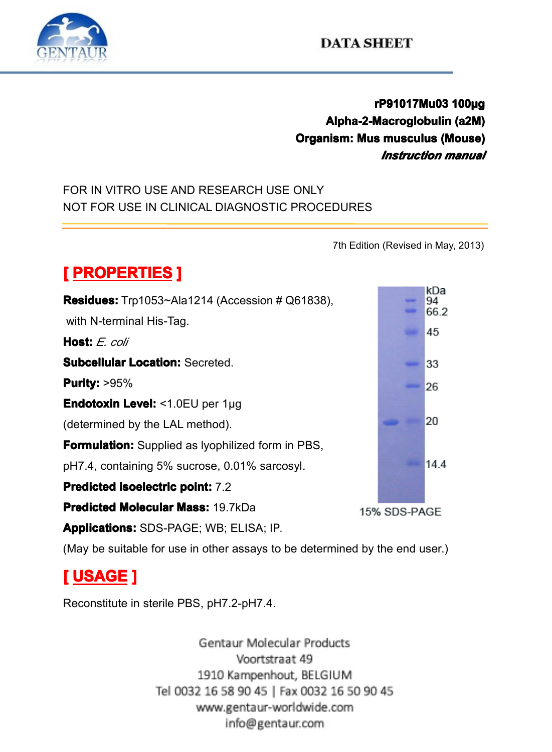DATA SHEET

**rP91017Mu03 100µg**
**Alpha-2-Macroglobulin (a2M)**
**Organism: Mus musculus (Mouse)**
***Instruction manual***

FOR IN VITRO USE AND RESEARCH USE ONLY
NOT FOR USE IN CLINICAL DIAGNOSTIC PROCEDURES

7th Edition (Revised in May, 2013)

## [ PROPERTIES ]

**Residues:** Trp1053~Ala1214 (Accession # Q61838), with N-terminal His-Tag.

**Host:** *E. coli*

**Subcellular Location:** Secreted.

**Purity:** >95%

**Endotoxin Level:** <1.0EU per 1µg (determined by the LAL method).

**Formulation:** Supplied as lyophilized form in PBS, pH7.4, containing 5% sucrose, 0.01% sarcosyl.

**Predicted isoelectric point:** 7.2

**Predicted Molecular Mass:** 19.7kDa

**Applications:** SDS-PAGE; WB; ELISA; IP.

(May be suitable for use in other assays to be determined by the end user.)

kDa 94 66.2 45 33 26 20 14.4

15% SDS-PAGE

## [ USAGE ]

Reconstitute in sterile PBS, pH7.2-pH7.4.

Gentaur Molecular Products
Voortstraat 49
1910 Kampenhout, BELGIUM
Tel 0032 16 58 90 45 | Fax 0032 16 50 90 45
www.gentaur-worldwide.com
info@gentaur.com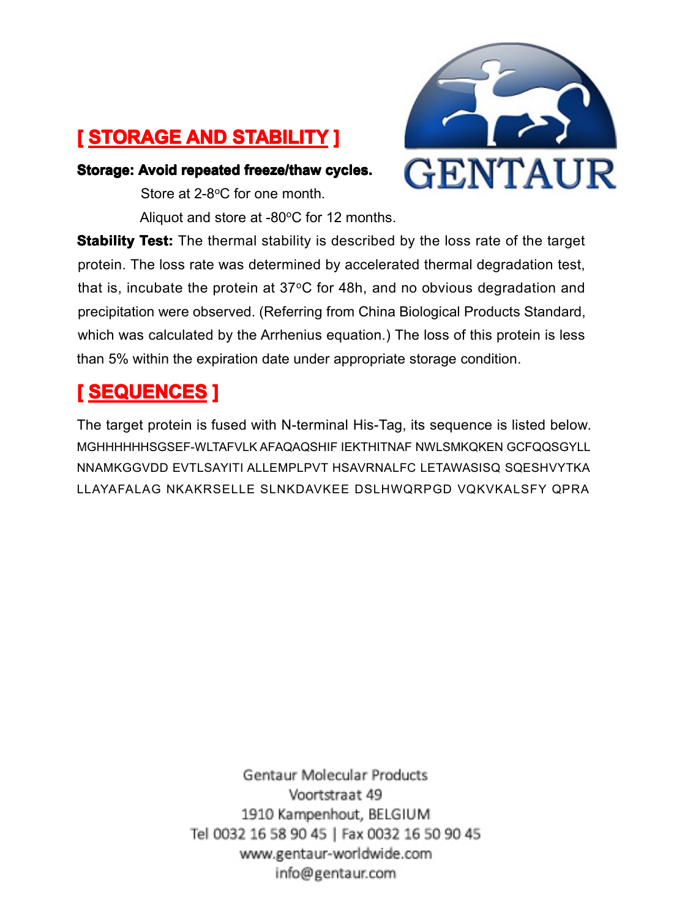## [ STORAGE AND STABILITY ]

**Storage: Avoid repeated freeze/thaw cycles.**

Store at 2-8°C for one month.

Aliquot and store at -80°C for 12 months.

**Stability Test:** The thermal stability is described by the loss rate of the target protein. The loss rate was determined by accelerated thermal degradation test, that is, incubate the protein at 37°C for 48h, and no obvious degradation and precipitation were observed. (Referring from China Biological Products Standard, which was calculated by the Arrhenius equation.) The loss of this protein is less than 5% within the expiration date under appropriate storage condition.

## [ SEQUENCES ]

The target protein is fused with N-terminal His-Tag, its sequence is listed below.

MGHHHHHHSGSEF-WLTAFVLK AFAQAQSHIF IEKTHITNAF NWLSMKQKEN GCFQQSGYLL NNAMKGGVDD EVTLSAYITI ALLEMPLPVT HSAVRNALFC LETAWASISQ SQESHVYTKA LLAYAFALAG NKAKRSELLE SLNKDAVKEE DSLHWQRPGD VQKVKALSFY QPRA

Gentaur Molecular Products
Voortstraat 49
1910 Kampenhout, BELGIUM
Tel 0032 16 58 90 45 | Fax 0032 16 50 90 45
www.gentaur-worldwide.com
info@gentaur.com